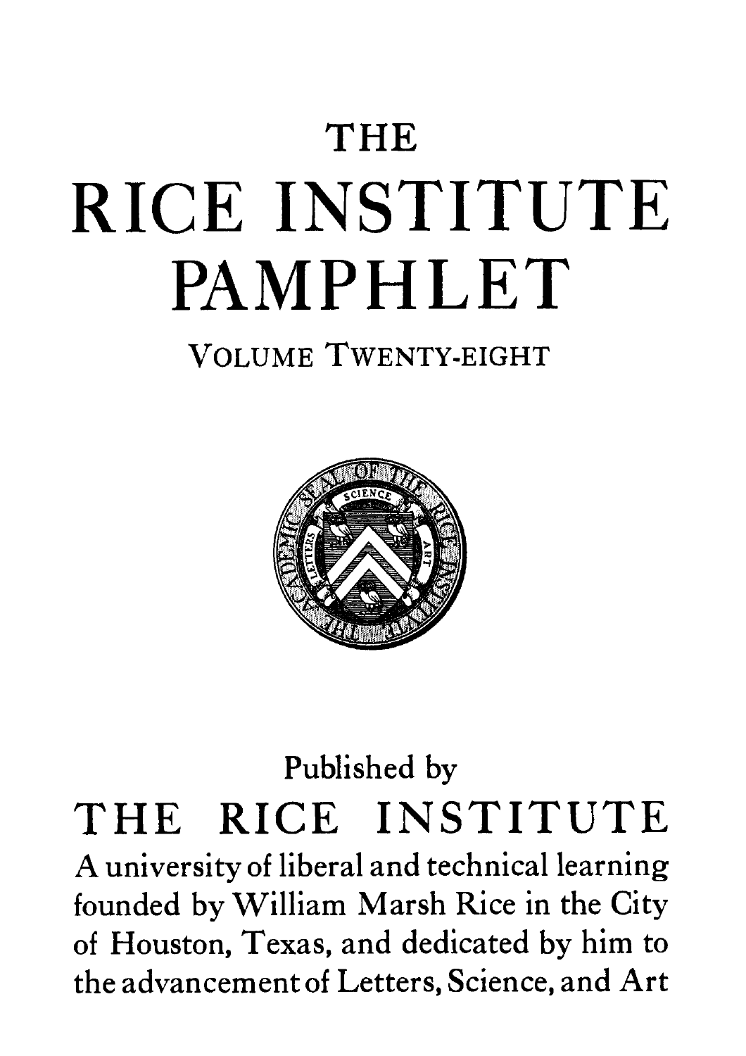# THE RICE INSTITUTE PAMPHLET

VOLUME TWENTY-EIGHT

Published by

## THE RICE INSTITUTE

A university of liberal and technical learning founded by William Marsh Rice in the City of Houston, Texas, and dedicated by him to the advancement of Letters, Science, and Art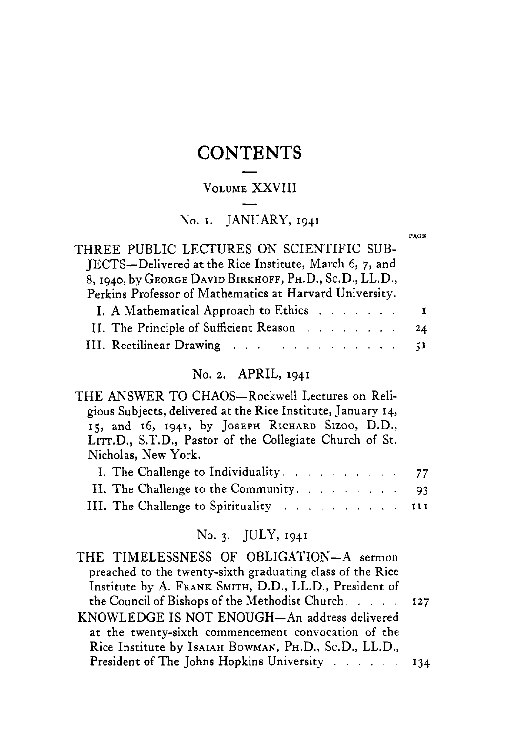# CONTENTS

## Volume XXVIII

### No. 1. JANUARY, 1941

PAGE

THREE PUBLIC LECTURES ON SCIENTIFIC SUBJECTS—Delivered at the Rice Institute, March 6, 7, and 8, 1940, by George David Birkhoff, Ph.D., Sc.D., LL.D., Perkins Professor of Mathematics at Harvard University.

- I. A Mathematical Approach to Ethics . . . . . . . 1
- II. The Principle of Sufficient Reason . . . . . . . . 24
- III. Rectilinear Drawing . . . . . . . . . . . . . . 51

### No. 2. APRIL, 1941

THE ANSWER TO CHAOS—Rockwell Lectures on Religious Subjects, delivered at the Rice Institute, January 14, 15, and 16, 1941, by Joseph Richard Sizoo, D.D., Litt.D., S.T.D., Pastor of the Collegiate Church of St. Nicholas, New York.

- I. The Challenge to Individuality . . . . . . . . . . 77
- II. The Challenge to the Community . . . . . . . . . 93
- III. The Challenge to Spirituality . . . . . . . . . . 111

### No. 3. JULY, 1941

THE TIMELESSNESS OF OBLIGATION—A sermon preached to the twenty-sixth graduating class of the Rice Institute by A. Frank Smith, D.D., LL.D., President of the Council of Bishops of the Methodist Church . . . . . 127

KNOWLEDGE IS NOT ENOUGH—An address delivered at the twenty-sixth commencement convocation of the Rice Institute by Isaiah Bowman, Ph.D., Sc.D., LL.D., President of The Johns Hopkins University . . . . . . 134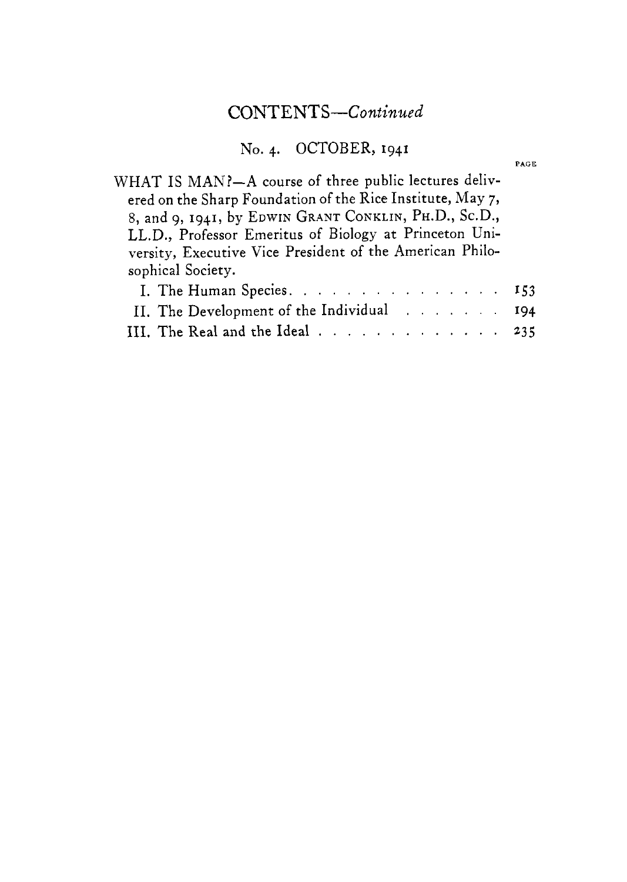# CONTENTS—*Continued*

## No. 4. OCTOBER, 1941

PAGE

WHAT IS MAN?—A course of three public lectures delivered on the Sharp Foundation of the Rice Institute, May 7, 8, and 9, 1941, by EDWIN GRANT CONKLIN, PH.D., Sc.D., LL.D., Professor Emeritus of Biology at Princeton University, Executive Vice President of the American Philosophical Society.

| | |
|---|---|
| I. The Human Species | 153 |
| II. The Development of the Individual | 194 |
| III. The Real and the Ideal | 235 |